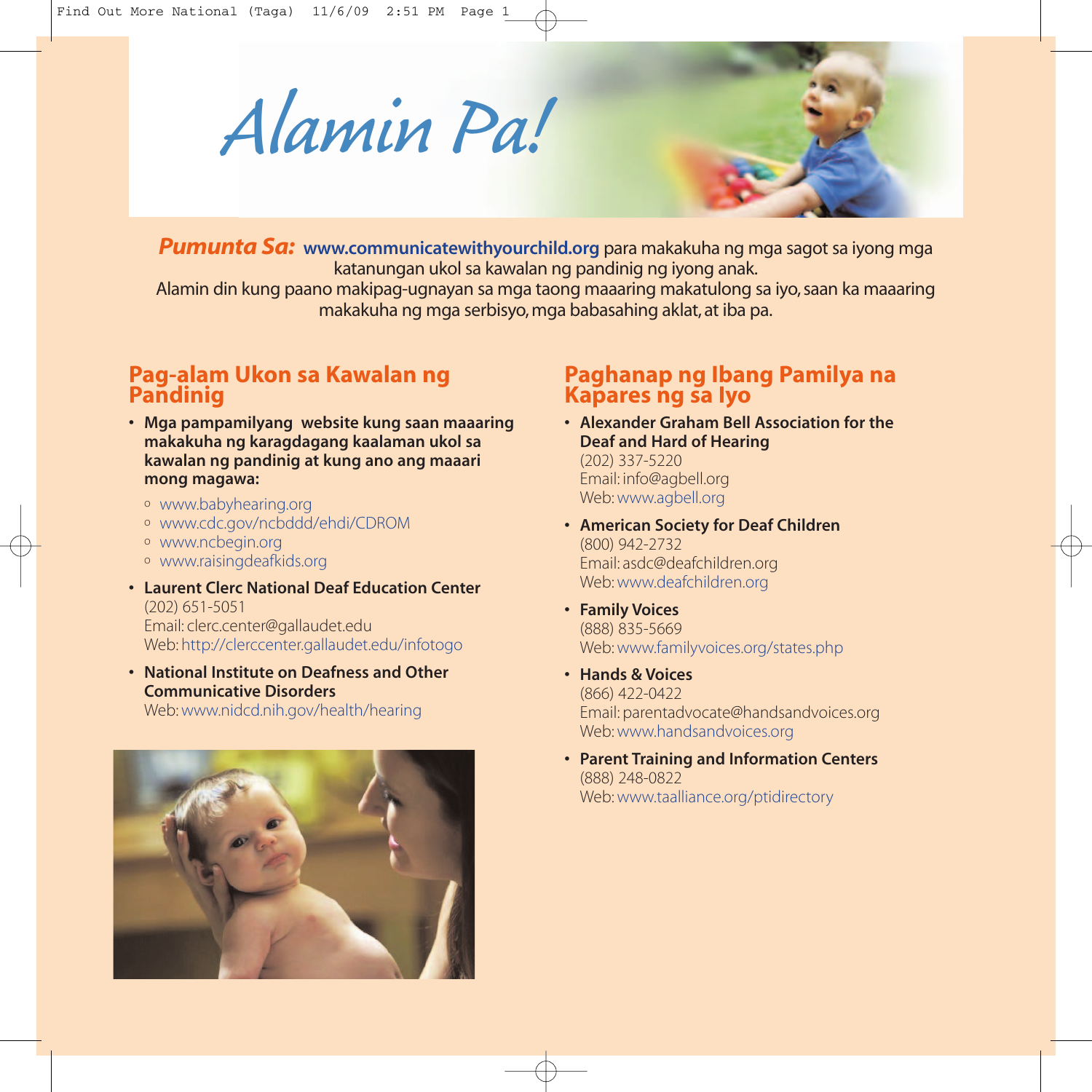# Alamin Pa!

***Pumunta Sa:*** **www.communicatewithyourchild.org** para makakuha ng mga sagot sa iyong mga katanungan ukol sa kawalan ng pandinig ng iyong anak.
Alamin din kung paano makipag-ugnayan sa mga taong maaaring makatulong sa iyo, saan ka maaaring makakuha ng mga serbisyo, mga babasahing aklat, at iba pa.

## Pag-alam Ukon sa Kawalan ng Pandinig

- **Mga pampamilyang website kung saan maaaring makakuha ng karagdagang kaalaman ukol sa kawalan ng pandinig at kung ano ang maaari mong magawa:**
  - www.babyhearing.org
  - www.cdc.gov/ncbddd/ehdi/CDROM
  - www.ncbegin.org
  - www.raisingdeafkids.org
- **Laurent Clerc National Deaf Education Center**
  (202) 651-5051
  Email: clerc.center@gallaudet.edu
  Web: http://clerccenter.gallaudet.edu/infotogo
- **National Institute on Deafness and Other Communicative Disorders**
  Web: www.nidcd.nih.gov/health/hearing

## Paghanap ng Ibang Pamilya na Kapares ng sa Iyo

- **Alexander Graham Bell Association for the Deaf and Hard of Hearing**
  (202) 337-5220
  Email: info@agbell.org
  Web: www.agbell.org
- **American Society for Deaf Children**
  (800) 942-2732
  Email: asdc@deafchildren.org
  Web: www.deafchildren.org
- **Family Voices**
  (888) 835-5669
  Web: www.familyvoices.org/states.php
- **Hands & Voices**
  (866) 422-0422
  Email: parentadvocate@handsandvoices.org
  Web: www.handsandvoices.org
- **Parent Training and Information Centers**
  (888) 248-0822
  Web: www.taalliance.org/ptidirectory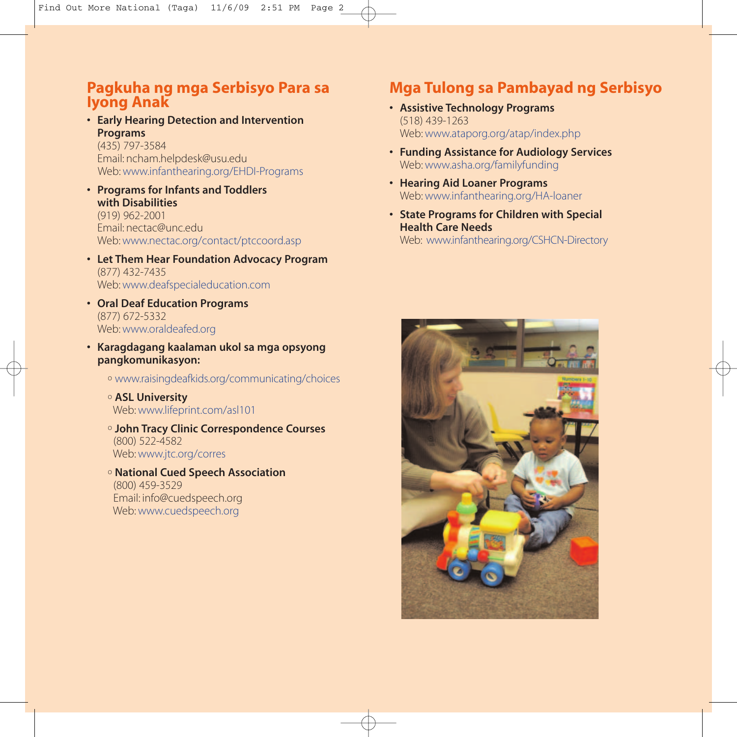## Pagkuha ng mga Serbisyo Para sa Iyong Anak

- **Early Hearing Detection and Intervention Programs**
  (435) 797-3584
  Email: ncham.helpdesk@usu.edu
  Web: www.infanthearing.org/EHDI-Programs
- **Programs for Infants and Toddlers with Disabilities**
  (919) 962-2001
  Email: nectac@unc.edu
  Web: www.nectac.org/contact/ptccoord.asp
- **Let Them Hear Foundation Advocacy Program**
  (877) 432-7435
  Web: www.deafspecialeducation.com
- **Oral Deaf Education Programs**
  (877) 672-5332
  Web: www.oraldeafed.org
- **Karagdagang kaalaman ukol sa mga opsyong pangkomunikasyon:**
  - www.raisingdeafkids.org/communicating/choices
  - **ASL University**
    Web: www.lifeprint.com/asl101
  - **John Tracy Clinic Correspondence Courses**
    (800) 522-4582
    Web: www.jtc.org/corres
  - **National Cued Speech Association**
    (800) 459-3529
    Email: info@cuedspeech.org
    Web: www.cuedspeech.org

## Mga Tulong sa Pambayad ng Serbisyo

- **Assistive Technology Programs**
  (518) 439-1263
  Web: www.ataporg.org/atap/index.php
- **Funding Assistance for Audiology Services**
  Web: www.asha.org/familyfunding
- **Hearing Aid Loaner Programs**
  Web: www.infanthearing.org/HA-loaner
- **State Programs for Children with Special Health Care Needs**
  Web: www.infanthearing.org/CSHCN-Directory